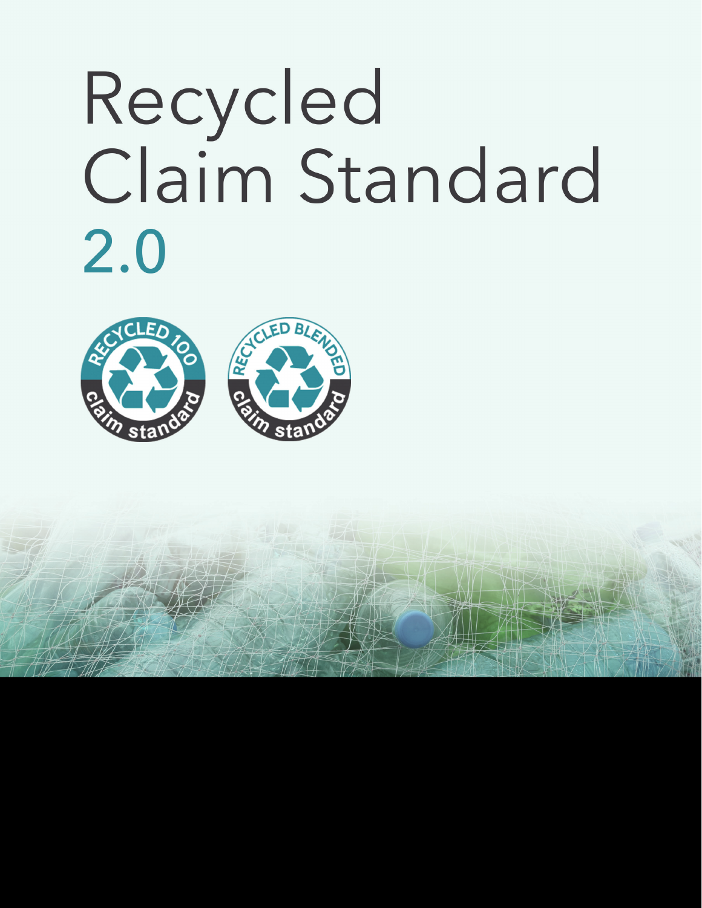# Recycled Claim Standard 2.0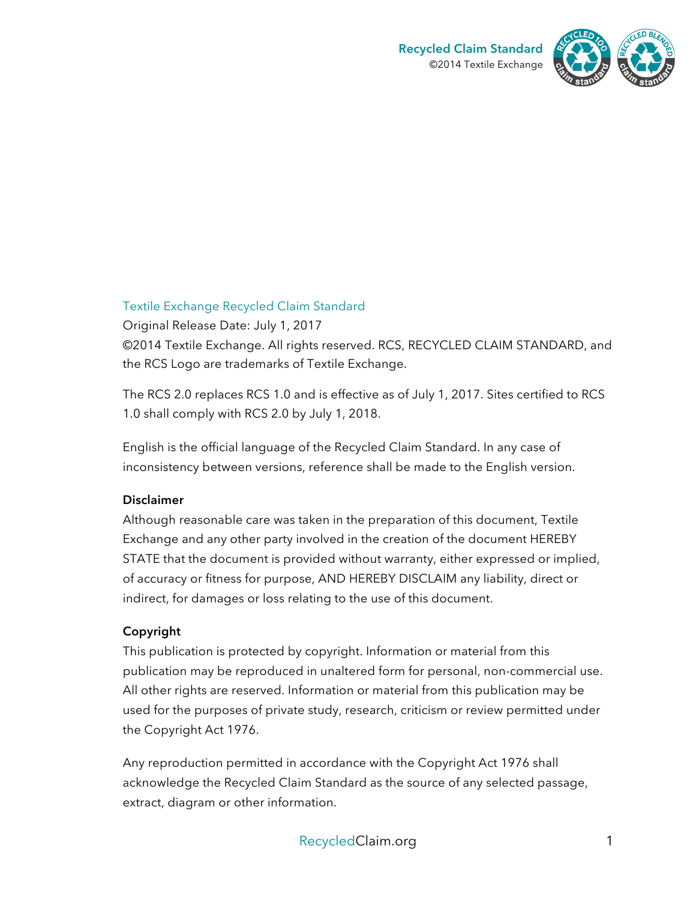Textile Exchange Recycled Claim Standard

Original Release Date: July 1, 2017

©2014 Textile Exchange. All rights reserved. RCS, RECYCLED CLAIM STANDARD, and the RCS Logo are trademarks of Textile Exchange.

The RCS 2.0 replaces RCS 1.0 and is effective as of July 1, 2017. Sites certified to RCS 1.0 shall comply with RCS 2.0 by July 1, 2018.

English is the official language of the Recycled Claim Standard. In any case of inconsistency between versions, reference shall be made to the English version.

**Disclaimer**

Although reasonable care was taken in the preparation of this document, Textile Exchange and any other party involved in the creation of the document HEREBY STATE that the document is provided without warranty, either expressed or implied, of accuracy or fitness for purpose, AND HEREBY DISCLAIM any liability, direct or indirect, for damages or loss relating to the use of this document.

**Copyright**

This publication is protected by copyright. Information or material from this publication may be reproduced in unaltered form for personal, non-commercial use. All other rights are reserved. Information or material from this publication may be used for the purposes of private study, research, criticism or review permitted under the Copyright Act 1976.

Any reproduction permitted in accordance with the Copyright Act 1976 shall acknowledge the Recycled Claim Standard as the source of any selected passage, extract, diagram or other information.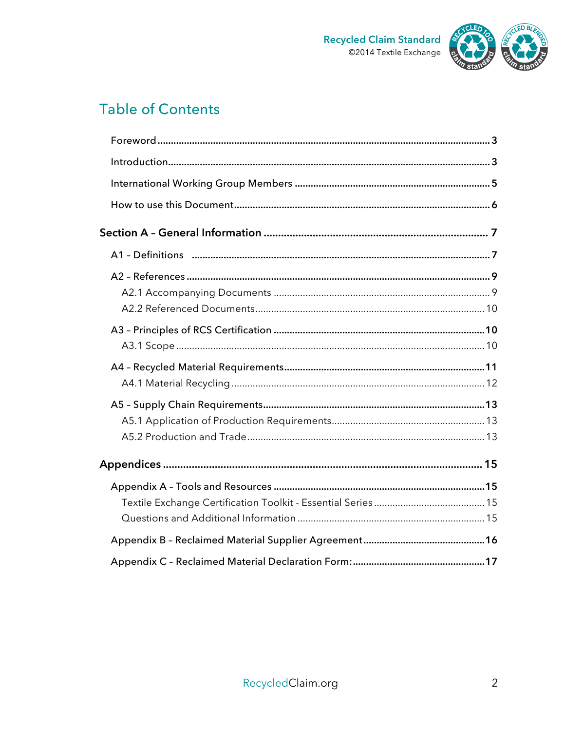# Table of Contents

Foreword .......... 3

Introduction .......... 3

International Working Group Members .......... 5

How to use this Document .......... 6

**Section A – General Information .......... 7**

A1 – Definitions .......... 7

A2 – References .......... 9

- A2.1 Accompanying Documents .......... 9
- A2.2 Referenced Documents .......... 10

A3 – Principles of RCS Certification .......... 10

- A3.1 Scope .......... 10

A4 – Recycled Material Requirements .......... 11

- A4.1 Material Recycling .......... 12

A5 – Supply Chain Requirements .......... 13

- A5.1 Application of Production Requirements .......... 13
- A5.2 Production and Trade .......... 13

**Appendices .......... 15**

Appendix A – Tools and Resources .......... 15

- Textile Exchange Certification Toolkit - Essential Series .......... 15
- Questions and Additional Information .......... 15

Appendix B – Reclaimed Material Supplier Agreement .......... 16

Appendix C – Reclaimed Material Declaration Form: .......... 17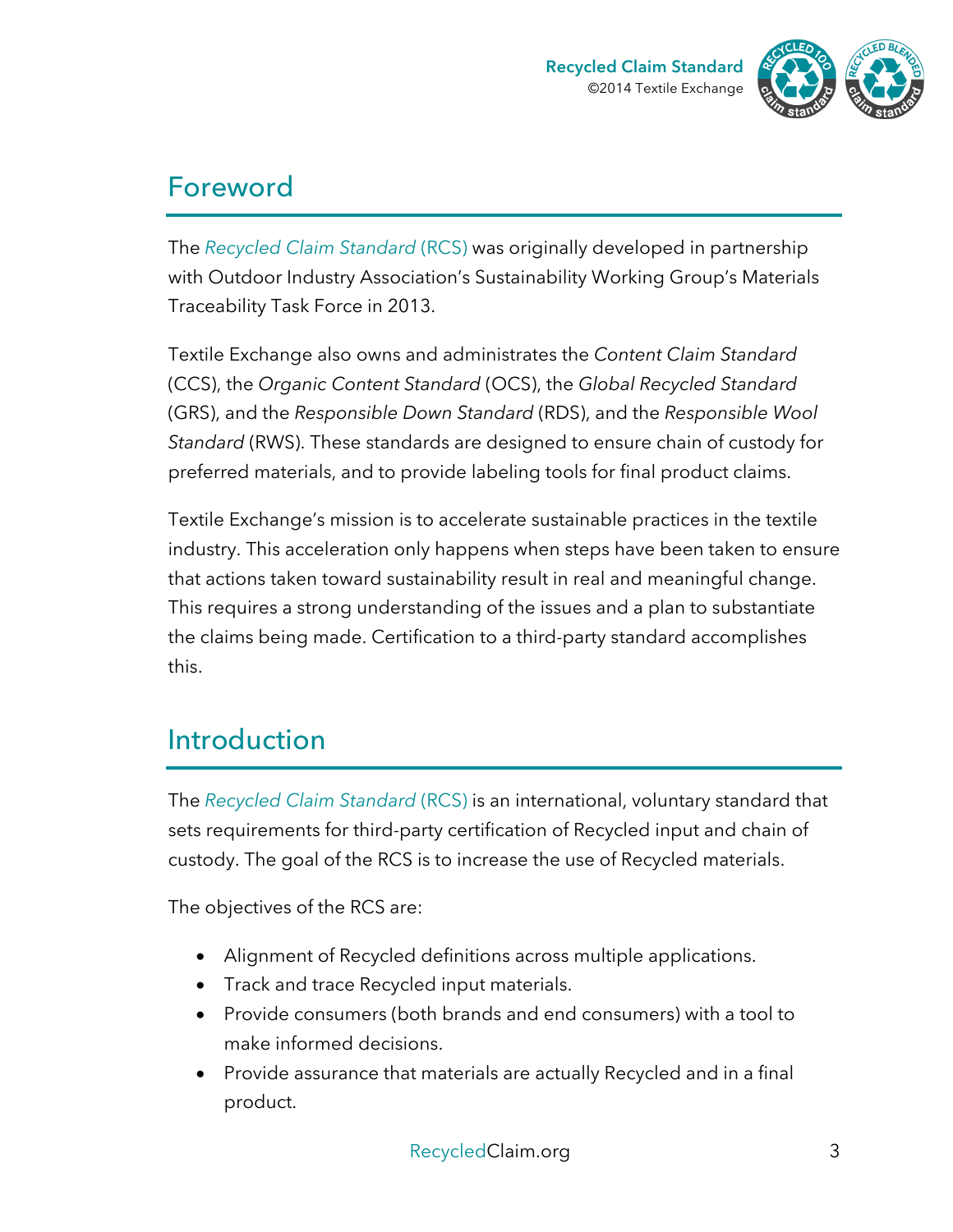## Foreword

The *Recycled Claim Standard* (RCS) was originally developed in partnership with Outdoor Industry Association's Sustainability Working Group's Materials Traceability Task Force in 2013.

Textile Exchange also owns and administrates the *Content Claim Standard* (CCS), the *Organic Content Standard* (OCS), the *Global Recycled Standard* (GRS), and the *Responsible Down Standard* (RDS), and the *Responsible Wool Standard* (RWS). These standards are designed to ensure chain of custody for preferred materials, and to provide labeling tools for final product claims.

Textile Exchange's mission is to accelerate sustainable practices in the textile industry. This acceleration only happens when steps have been taken to ensure that actions taken toward sustainability result in real and meaningful change. This requires a strong understanding of the issues and a plan to substantiate the claims being made. Certification to a third-party standard accomplishes this.

## Introduction

The *Recycled Claim Standard* (RCS) is an international, voluntary standard that sets requirements for third-party certification of Recycled input and chain of custody. The goal of the RCS is to increase the use of Recycled materials.

The objectives of the RCS are:

- Alignment of Recycled definitions across multiple applications.
- Track and trace Recycled input materials.
- Provide consumers (both brands and end consumers) with a tool to make informed decisions.
- Provide assurance that materials are actually Recycled and in a final product.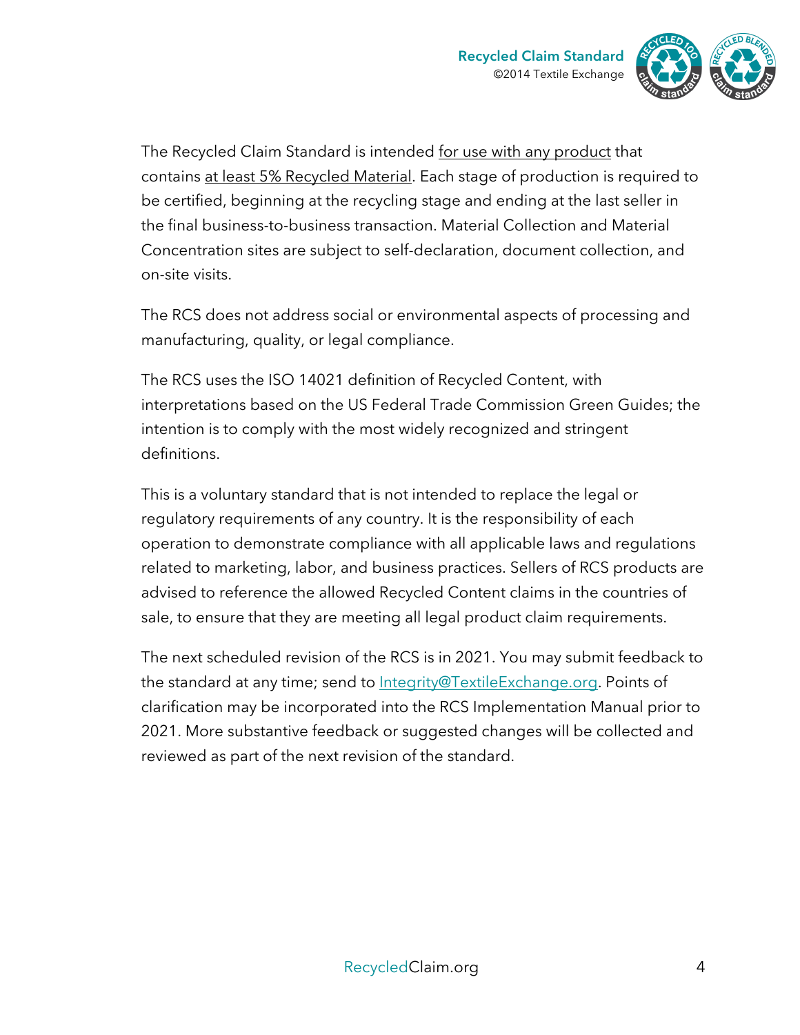The Recycled Claim Standard is intended for use with any product that contains at least 5% Recycled Material. Each stage of production is required to be certified, beginning at the recycling stage and ending at the last seller in the final business-to-business transaction. Material Collection and Material Concentration sites are subject to self-declaration, document collection, and on-site visits.

The RCS does not address social or environmental aspects of processing and manufacturing, quality, or legal compliance.

The RCS uses the ISO 14021 definition of Recycled Content, with interpretations based on the US Federal Trade Commission Green Guides; the intention is to comply with the most widely recognized and stringent definitions.

This is a voluntary standard that is not intended to replace the legal or regulatory requirements of any country. It is the responsibility of each operation to demonstrate compliance with all applicable laws and regulations related to marketing, labor, and business practices. Sellers of RCS products are advised to reference the allowed Recycled Content claims in the countries of sale, to ensure that they are meeting all legal product claim requirements.

The next scheduled revision of the RCS is in 2021. You may submit feedback to the standard at any time; send to Integrity@TextileExchange.org. Points of clarification may be incorporated into the RCS Implementation Manual prior to 2021. More substantive feedback or suggested changes will be collected and reviewed as part of the next revision of the standard.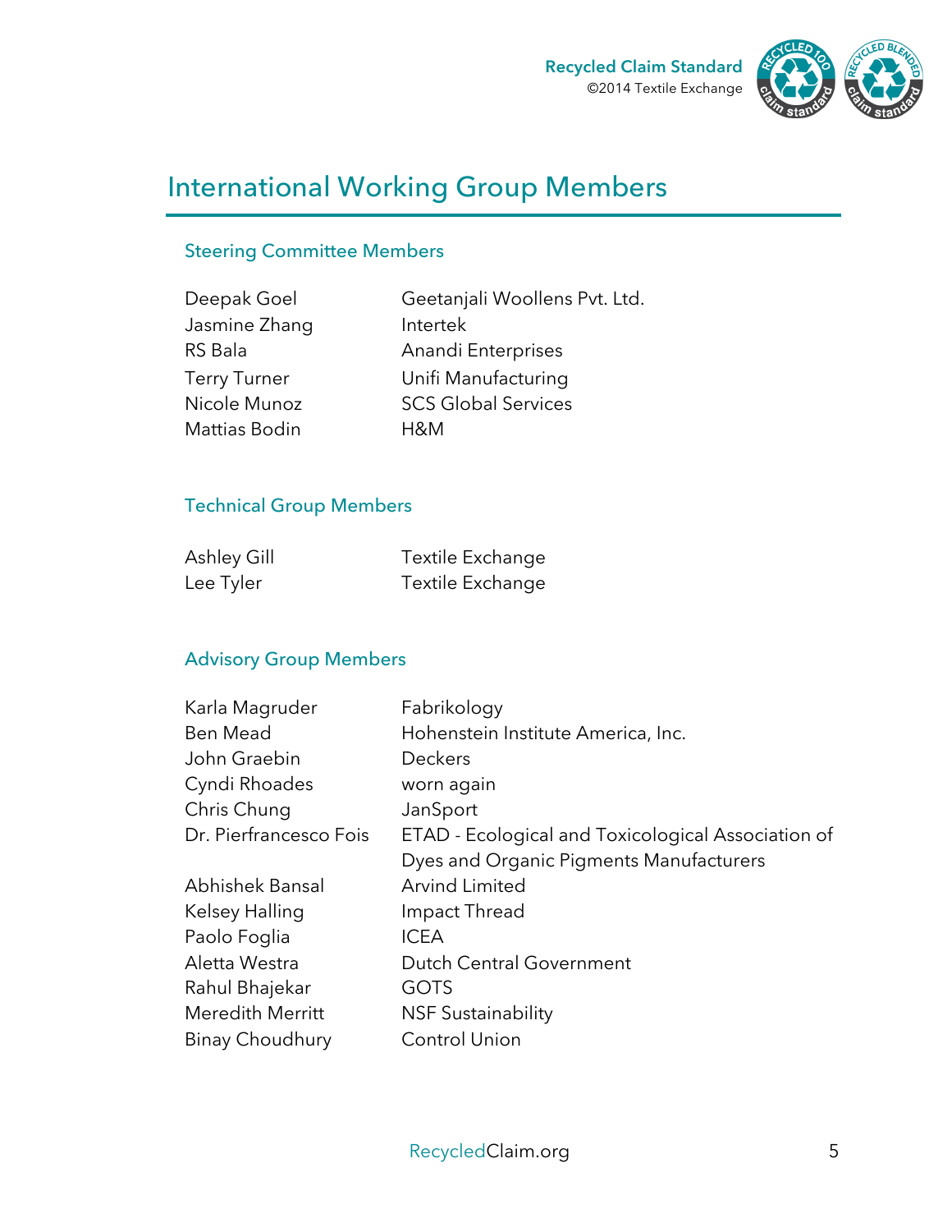# International Working Group Members

## Steering Committee Members

| | |
|---|---|
| Deepak Goel | Geetanjali Woollens Pvt. Ltd. |
| Jasmine Zhang | Intertek |
| RS Bala | Anandi Enterprises |
| Terry Turner | Unifi Manufacturing |
| Nicole Munoz | SCS Global Services |
| Mattias Bodin | H&M |

## Technical Group Members

| | |
|---|---|
| Ashley Gill | Textile Exchange |
| Lee Tyler | Textile Exchange |

## Advisory Group Members

| | |
|---|---|
| Karla Magruder | Fabrikology |
| Ben Mead | Hohenstein Institute America, Inc. |
| John Graebin | Deckers |
| Cyndi Rhoades | worn again |
| Chris Chung | JanSport |
| Dr. Pierfrancesco Fois | ETAD - Ecological and Toxicological Association of Dyes and Organic Pigments Manufacturers |
| Abhishek Bansal | Arvind Limited |
| Kelsey Halling | Impact Thread |
| Paolo Foglia | ICEA |
| Aletta Westra | Dutch Central Government |
| Rahul Bhajekar | GOTS |
| Meredith Merritt | NSF Sustainability |
| Binay Choudhury | Control Union |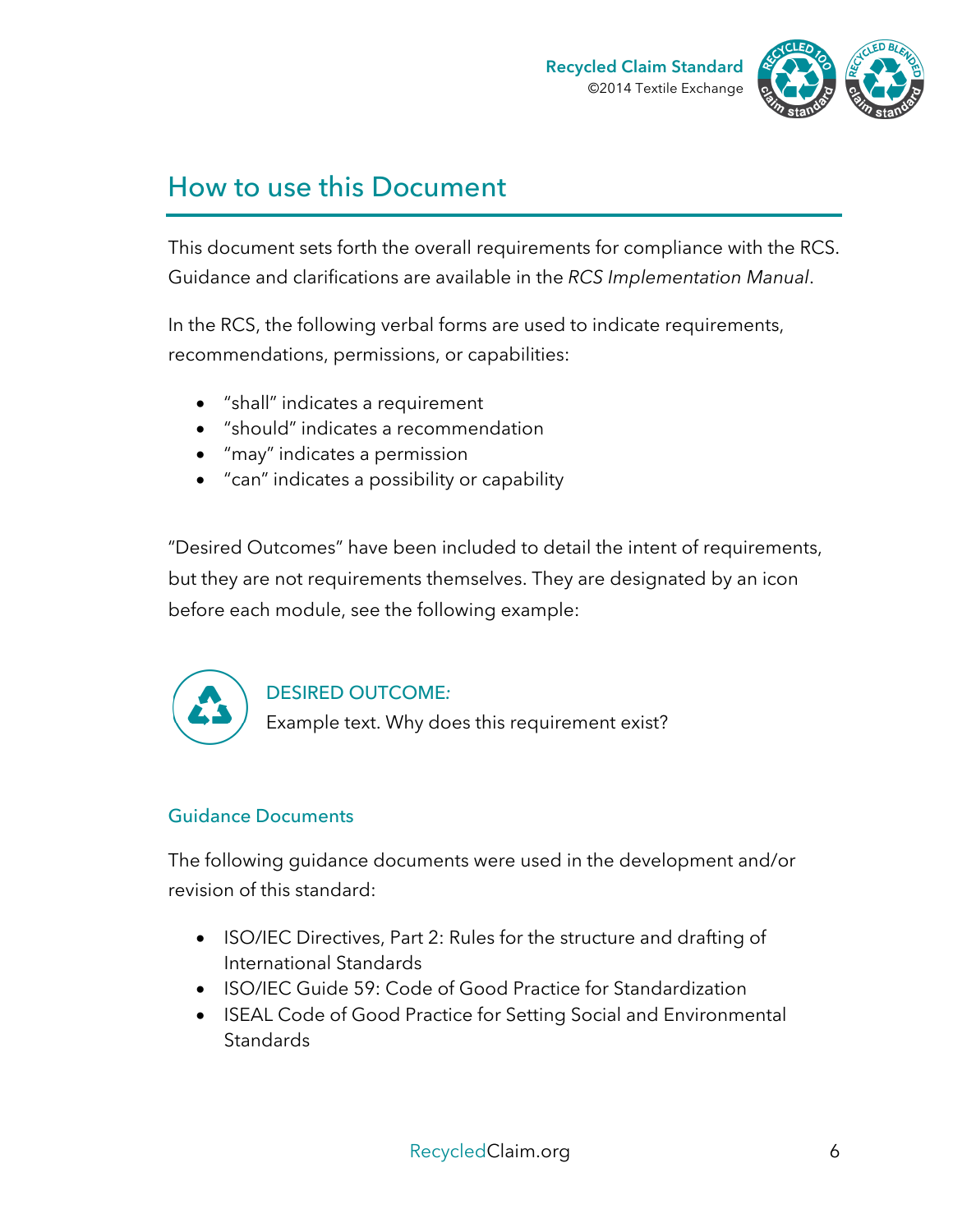# How to use this Document

This document sets forth the overall requirements for compliance with the RCS. Guidance and clarifications are available in the *RCS Implementation Manual*.

In the RCS, the following verbal forms are used to indicate requirements, recommendations, permissions, or capabilities:

- "shall" indicates a requirement
- "should" indicates a recommendation
- "may" indicates a permission
- "can" indicates a possibility or capability

"Desired Outcomes" have been included to detail the intent of requirements, but they are not requirements themselves. They are designated by an icon before each module, see the following example:

DESIRED OUTCOME:
Example text. Why does this requirement exist?

## Guidance Documents

The following guidance documents were used in the development and/or revision of this standard:

- ISO/IEC Directives, Part 2: Rules for the structure and drafting of International Standards
- ISO/IEC Guide 59: Code of Good Practice for Standardization
- ISEAL Code of Good Practice for Setting Social and Environmental Standards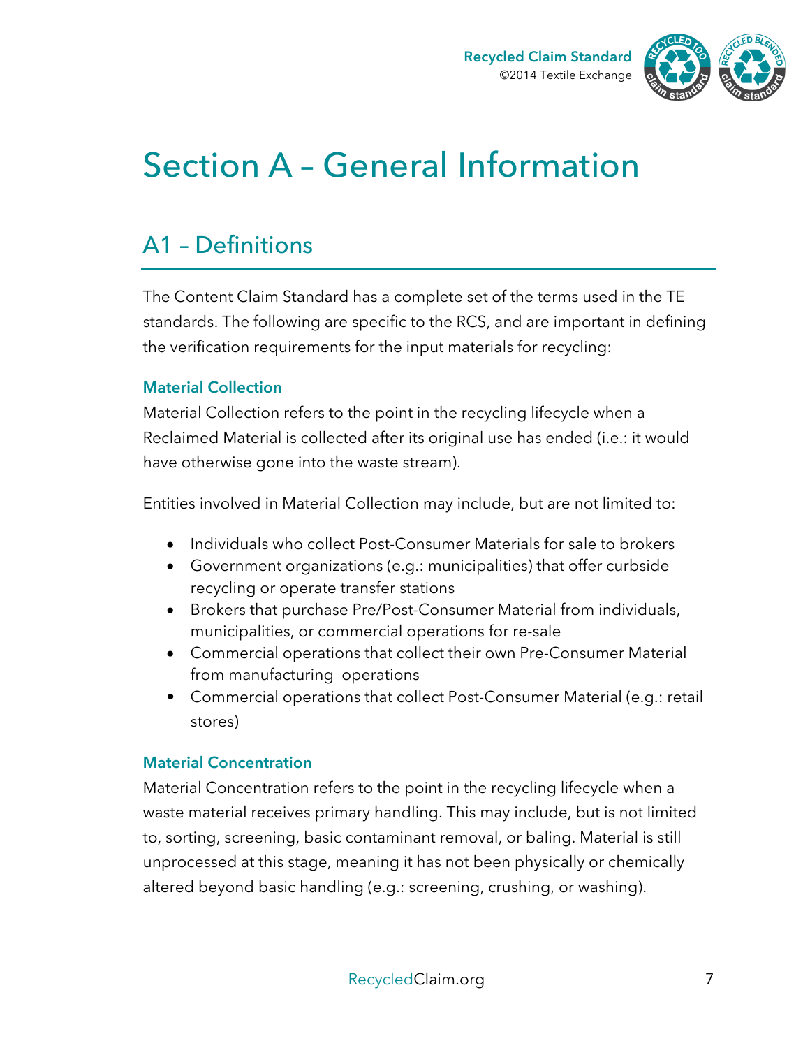# Section A – General Information

## A1 – Definitions

The Content Claim Standard has a complete set of the terms used in the TE standards. The following are specific to the RCS, and are important in defining the verification requirements for the input materials for recycling:

### Material Collection

Material Collection refers to the point in the recycling lifecycle when a Reclaimed Material is collected after its original use has ended (i.e.: it would have otherwise gone into the waste stream).

Entities involved in Material Collection may include, but are not limited to:

- Individuals who collect Post-Consumer Materials for sale to brokers
- Government organizations (e.g.: municipalities) that offer curbside recycling or operate transfer stations
- Brokers that purchase Pre/Post-Consumer Material from individuals, municipalities, or commercial operations for re-sale
- Commercial operations that collect their own Pre-Consumer Material from manufacturing operations
- Commercial operations that collect Post-Consumer Material (e.g.: retail stores)

### Material Concentration

Material Concentration refers to the point in the recycling lifecycle when a waste material receives primary handling. This may include, but is not limited to, sorting, screening, basic contaminant removal, or baling. Material is still unprocessed at this stage, meaning it has not been physically or chemically altered beyond basic handling (e.g.: screening, crushing, or washing).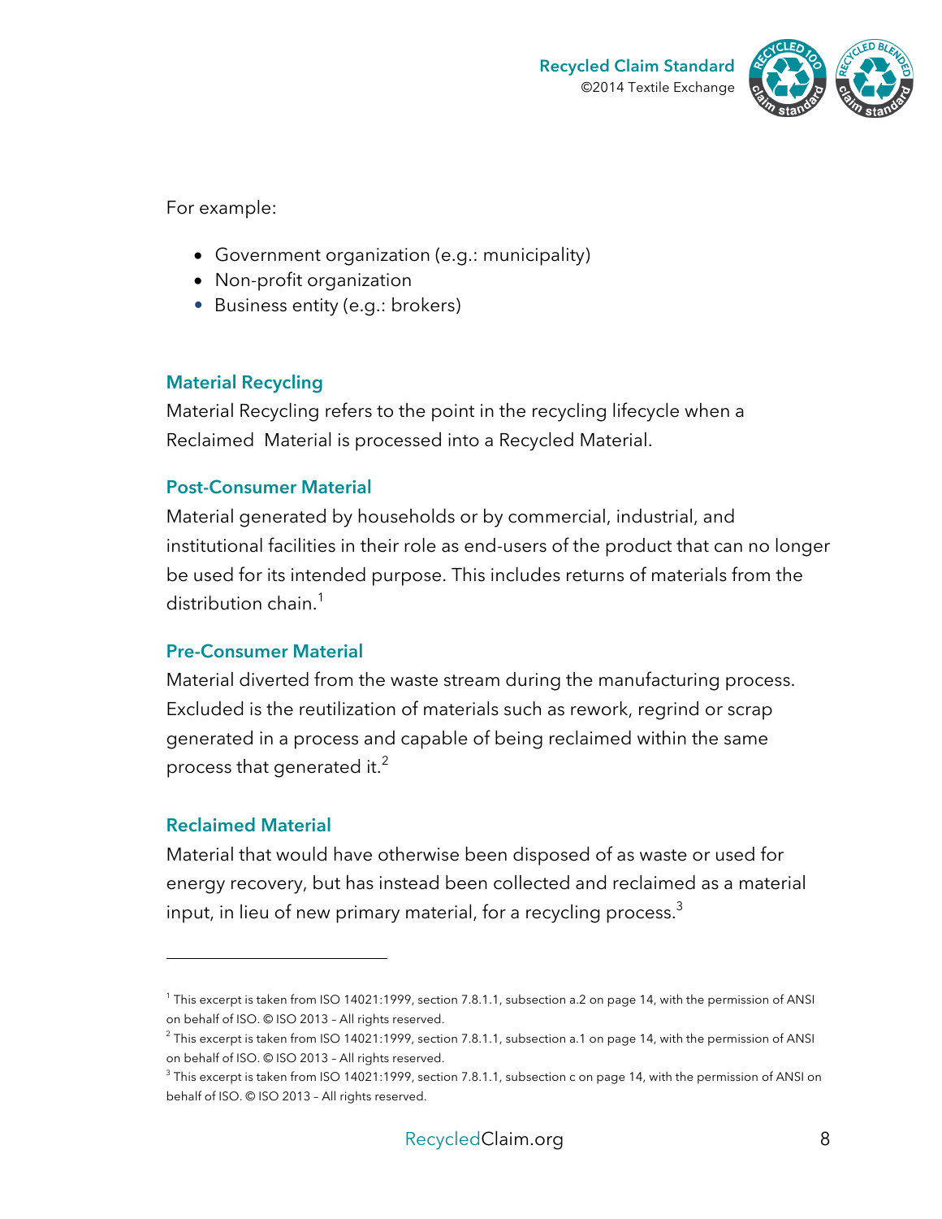For example:

- Government organization (e.g.: municipality)
- Non-profit organization
- Business entity (e.g.: brokers)

### Material Recycling

Material Recycling refers to the point in the recycling lifecycle when a Reclaimed Material is processed into a Recycled Material.

### Post-Consumer Material

Material generated by households or by commercial, industrial, and institutional facilities in their role as end-users of the product that can no longer be used for its intended purpose. This includes returns of materials from the distribution chain.[1]

### Pre-Consumer Material

Material diverted from the waste stream during the manufacturing process. Excluded is the reutilization of materials such as rework, regrind or scrap generated in a process and capable of being reclaimed within the same process that generated it.[2]

### Reclaimed Material

Material that would have otherwise been disposed of as waste or used for energy recovery, but has instead been collected and reclaimed as a material input, in lieu of new primary material, for a recycling process.[3]

---

[1] This excerpt is taken from ISO 14021:1999, section 7.8.1.1, subsection a.2 on page 14, with the permission of ANSI on behalf of ISO. © ISO 2013 – All rights reserved.

[2] This excerpt is taken from ISO 14021:1999, section 7.8.1.1, subsection a.1 on page 14, with the permission of ANSI on behalf of ISO. © ISO 2013 – All rights reserved.

[3] This excerpt is taken from ISO 14021:1999, section 7.8.1.1, subsection c on page 14, with the permission of ANSI on behalf of ISO. © ISO 2013 – All rights reserved.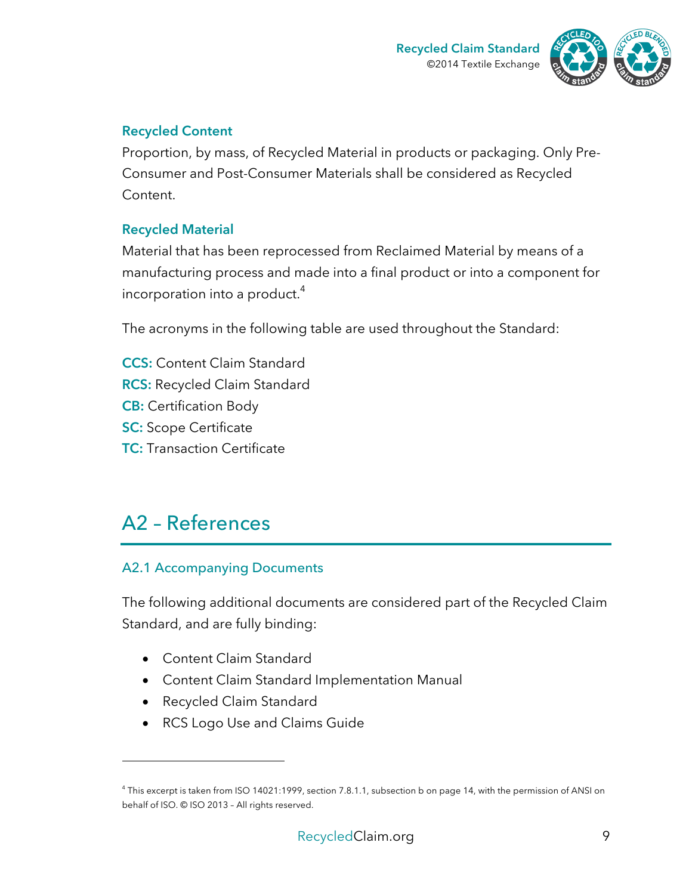### Recycled Content

Proportion, by mass, of Recycled Material in products or packaging. Only Pre-Consumer and Post-Consumer Materials shall be considered as Recycled Content.

### Recycled Material

Material that has been reprocessed from Reclaimed Material by means of a manufacturing process and made into a final product or into a component for incorporation into a product.[4]

The acronyms in the following table are used throughout the Standard:

**CCS:** Content Claim Standard
**RCS:** Recycled Claim Standard
**CB:** Certification Body
**SC:** Scope Certificate
**TC:** Transaction Certificate

# A2 – References

## A2.1 Accompanying Documents

The following additional documents are considered part of the Recycled Claim Standard, and are fully binding:

- Content Claim Standard
- Content Claim Standard Implementation Manual
- Recycled Claim Standard
- RCS Logo Use and Claims Guide

---

[4] This excerpt is taken from ISO 14021:1999, section 7.8.1.1, subsection b on page 14, with the permission of ANSI on behalf of ISO. © ISO 2013 – All rights reserved.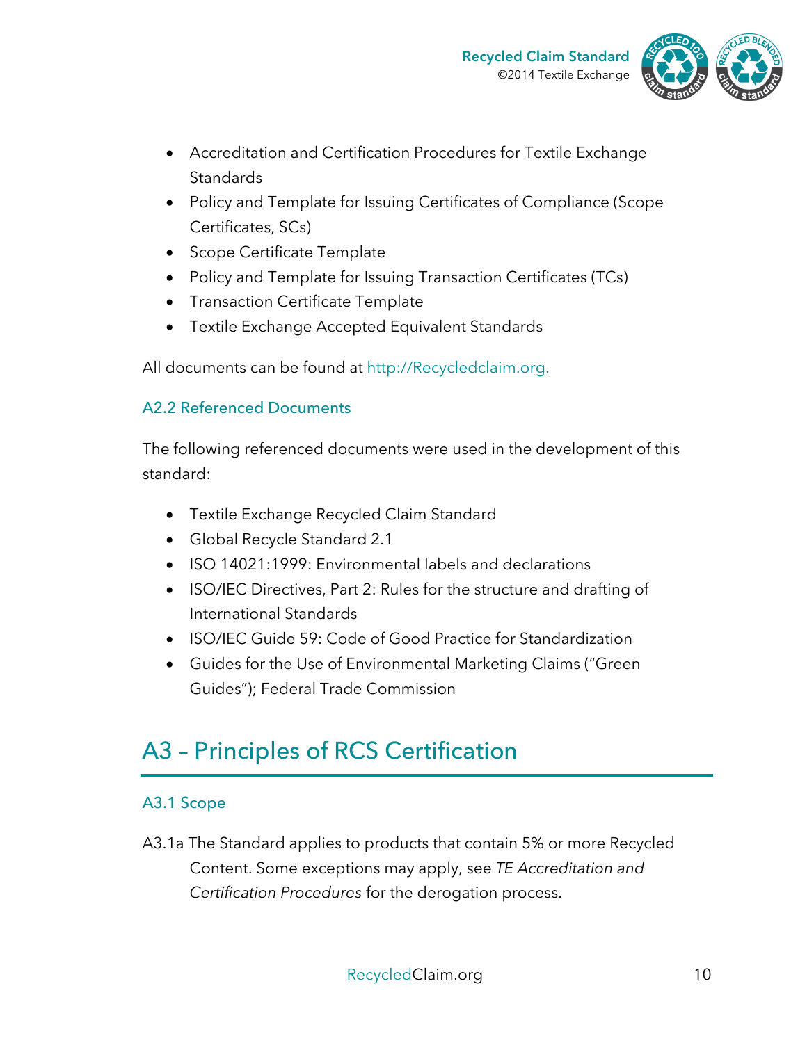- Accreditation and Certification Procedures for Textile Exchange Standards
- Policy and Template for Issuing Certificates of Compliance (Scope Certificates, SCs)
- Scope Certificate Template
- Policy and Template for Issuing Transaction Certificates (TCs)
- Transaction Certificate Template
- Textile Exchange Accepted Equivalent Standards

All documents can be found at http://Recycledclaim.org.

### A2.2 Referenced Documents

The following referenced documents were used in the development of this standard:

- Textile Exchange Recycled Claim Standard
- Global Recycle Standard 2.1
- ISO 14021:1999: Environmental labels and declarations
- ISO/IEC Directives, Part 2: Rules for the structure and drafting of International Standards
- ISO/IEC Guide 59: Code of Good Practice for Standardization
- Guides for the Use of Environmental Marketing Claims ("Green Guides"); Federal Trade Commission

## A3 – Principles of RCS Certification

### A3.1 Scope

A3.1a The Standard applies to products that contain 5% or more Recycled Content. Some exceptions may apply, see *TE Accreditation and Certification Procedures* for the derogation process.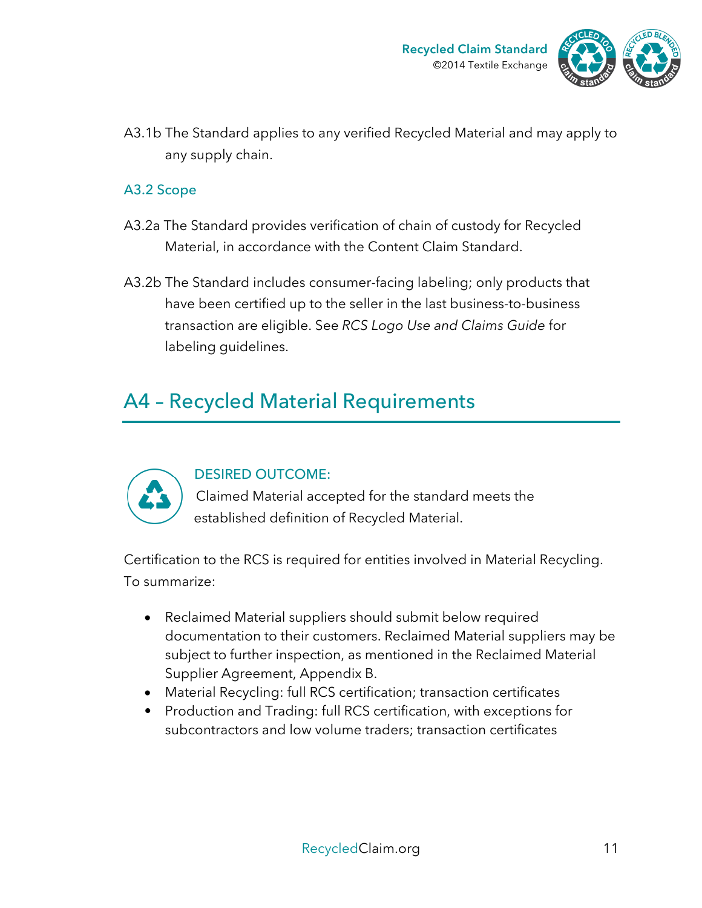A3.1b The Standard applies to any verified Recycled Material and may apply to any supply chain.

### A3.2 Scope

A3.2a The Standard provides verification of chain of custody for Recycled Material, in accordance with the Content Claim Standard.

A3.2b The Standard includes consumer-facing labeling; only products that have been certified up to the seller in the last business-to-business transaction are eligible. See *RCS Logo Use and Claims Guide* for labeling guidelines.

## A4 – Recycled Material Requirements

DESIRED OUTCOME:
Claimed Material accepted for the standard meets the established definition of Recycled Material.

Certification to the RCS is required for entities involved in Material Recycling. To summarize:

- Reclaimed Material suppliers should submit below required documentation to their customers. Reclaimed Material suppliers may be subject to further inspection, as mentioned in the Reclaimed Material Supplier Agreement, Appendix B.
- Material Recycling: full RCS certification; transaction certificates
- Production and Trading: full RCS certification, with exceptions for subcontractors and low volume traders; transaction certificates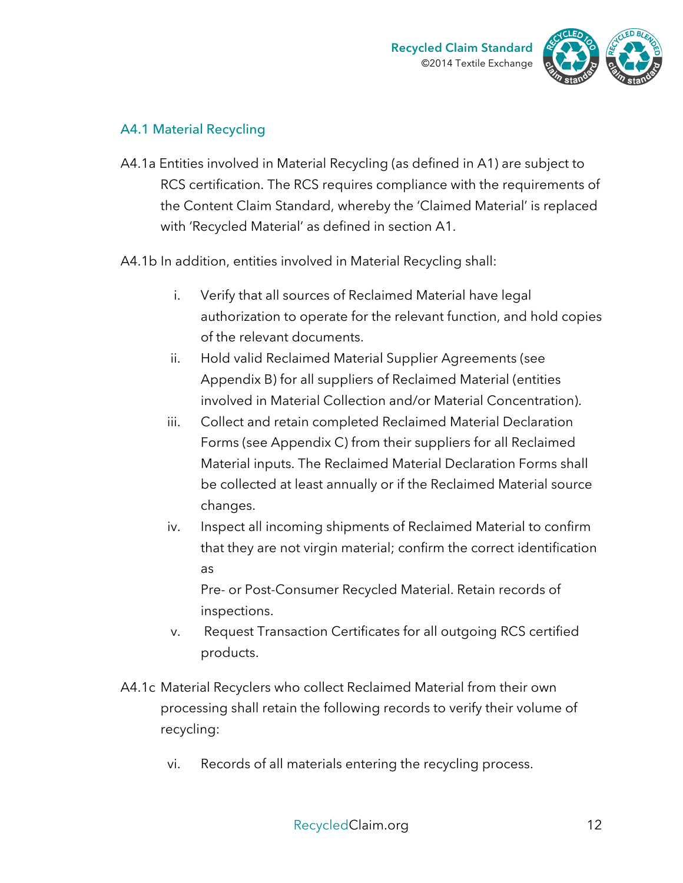### A4.1 Material Recycling

A4.1a Entities involved in Material Recycling (as defined in A1) are subject to RCS certification. The RCS requires compliance with the requirements of the Content Claim Standard, whereby the 'Claimed Material' is replaced with 'Recycled Material' as defined in section A1.

A4.1b In addition, entities involved in Material Recycling shall:

i. Verify that all sources of Reclaimed Material have legal authorization to operate for the relevant function, and hold copies of the relevant documents.
ii. Hold valid Reclaimed Material Supplier Agreements (see Appendix B) for all suppliers of Reclaimed Material (entities involved in Material Collection and/or Material Concentration).
iii. Collect and retain completed Reclaimed Material Declaration Forms (see Appendix C) from their suppliers for all Reclaimed Material inputs. The Reclaimed Material Declaration Forms shall be collected at least annually or if the Reclaimed Material source changes.
iv. Inspect all incoming shipments of Reclaimed Material to confirm that they are not virgin material; confirm the correct identification as Pre- or Post-Consumer Recycled Material. Retain records of inspections.
v. Request Transaction Certificates for all outgoing RCS certified products.

A4.1c Material Recyclers who collect Reclaimed Material from their own processing shall retain the following records to verify their volume of recycling:

vi. Records of all materials entering the recycling process.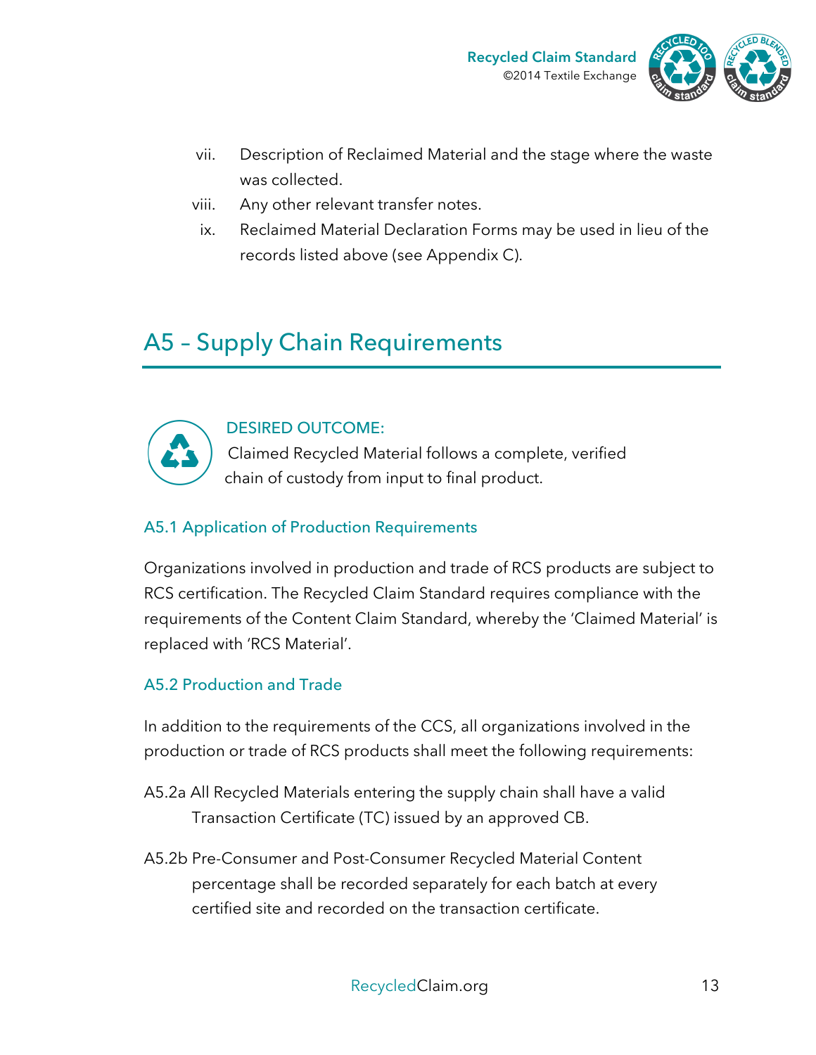vii. Description of Reclaimed Material and the stage where the waste was collected.

viii. Any other relevant transfer notes.

ix. Reclaimed Material Declaration Forms may be used in lieu of the records listed above (see Appendix C).

## A5 – Supply Chain Requirements

DESIRED OUTCOME:
Claimed Recycled Material follows a complete, verified chain of custody from input to final product.

### A5.1 Application of Production Requirements

Organizations involved in production and trade of RCS products are subject to RCS certification. The Recycled Claim Standard requires compliance with the requirements of the Content Claim Standard, whereby the 'Claimed Material' is replaced with 'RCS Material'.

### A5.2 Production and Trade

In addition to the requirements of the CCS, all organizations involved in the production or trade of RCS products shall meet the following requirements:

A5.2a All Recycled Materials entering the supply chain shall have a valid Transaction Certificate (TC) issued by an approved CB.

A5.2b Pre-Consumer and Post-Consumer Recycled Material Content percentage shall be recorded separately for each batch at every certified site and recorded on the transaction certificate.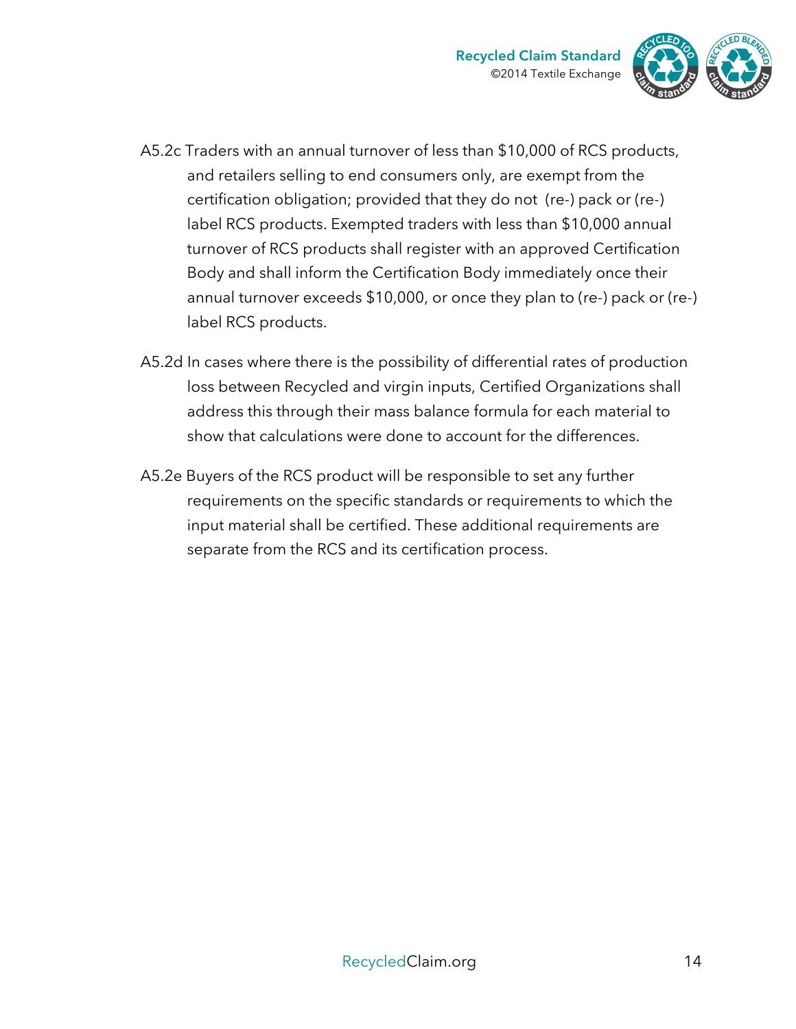A5.2c Traders with an annual turnover of less than $10,000 of RCS products, and retailers selling to end consumers only, are exempt from the certification obligation; provided that they do not (re-) pack or (re-) label RCS products. Exempted traders with less than $10,000 annual turnover of RCS products shall register with an approved Certification Body and shall inform the Certification Body immediately once their annual turnover exceeds $10,000, or once they plan to (re-) pack or (re-) label RCS products.

A5.2d In cases where there is the possibility of differential rates of production loss between Recycled and virgin inputs, Certified Organizations shall address this through their mass balance formula for each material to show that calculations were done to account for the differences.

A5.2e Buyers of the RCS product will be responsible to set any further requirements on the specific standards or requirements to which the input material shall be certified. These additional requirements are separate from the RCS and its certification process.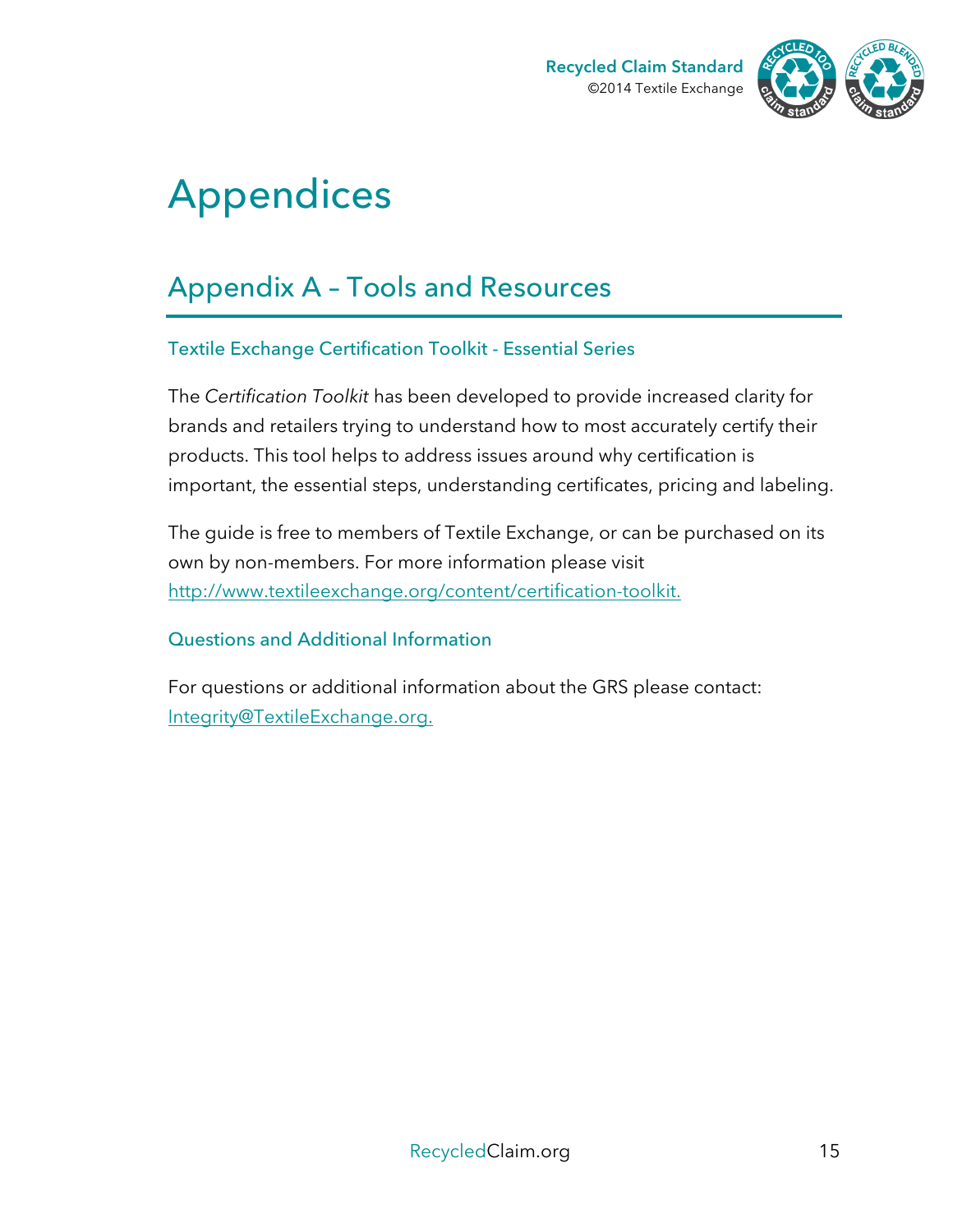# Appendices

## Appendix A – Tools and Resources

### Textile Exchange Certification Toolkit - Essential Series

The *Certification Toolkit* has been developed to provide increased clarity for brands and retailers trying to understand how to most accurately certify their products. This tool helps to address issues around why certification is important, the essential steps, understanding certificates, pricing and labeling.

The guide is free to members of Textile Exchange, or can be purchased on its own by non-members. For more information please visit http://www.textileexchange.org/content/certification-toolkit.

### Questions and Additional Information

For questions or additional information about the GRS please contact: Integrity@TextileExchange.org.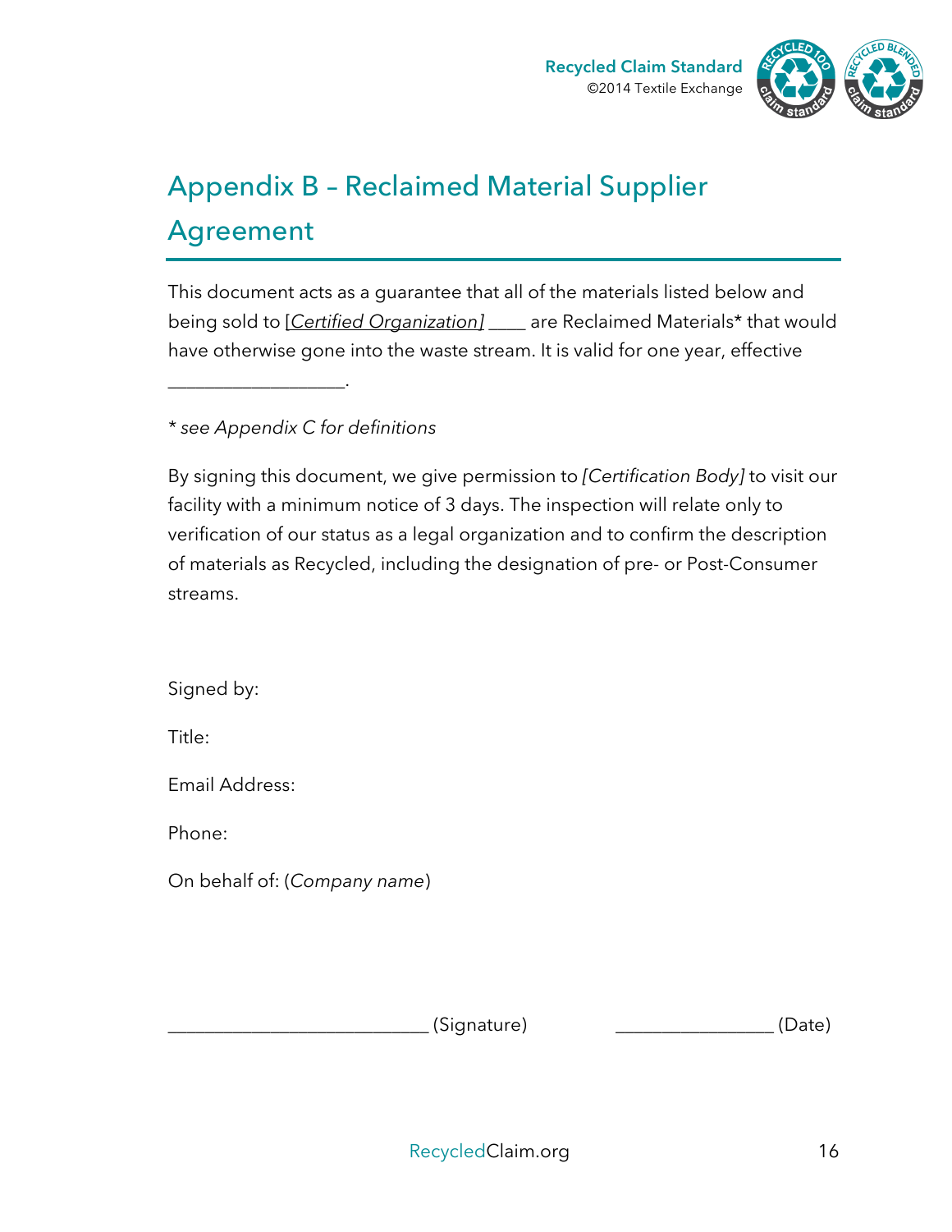# Appendix B – Reclaimed Material Supplier Agreement

This document acts as a guarantee that all of the materials listed below and being sold to *[Certified Organization]* ____ are Reclaimed Materials* that would have otherwise gone into the waste stream. It is valid for one year, effective ___________________.

*\* see Appendix C for definitions*

By signing this document, we give permission to *[Certification Body]* to visit our facility with a minimum notice of 3 days. The inspection will relate only to verification of our status as a legal organization and to confirm the description of materials as Recycled, including the designation of pre- or Post-Consumer streams.

Signed by:

Title:

Email Address:

Phone:

On behalf of: (*Company name*)

_____________________________ (Signature) _________________ (Date)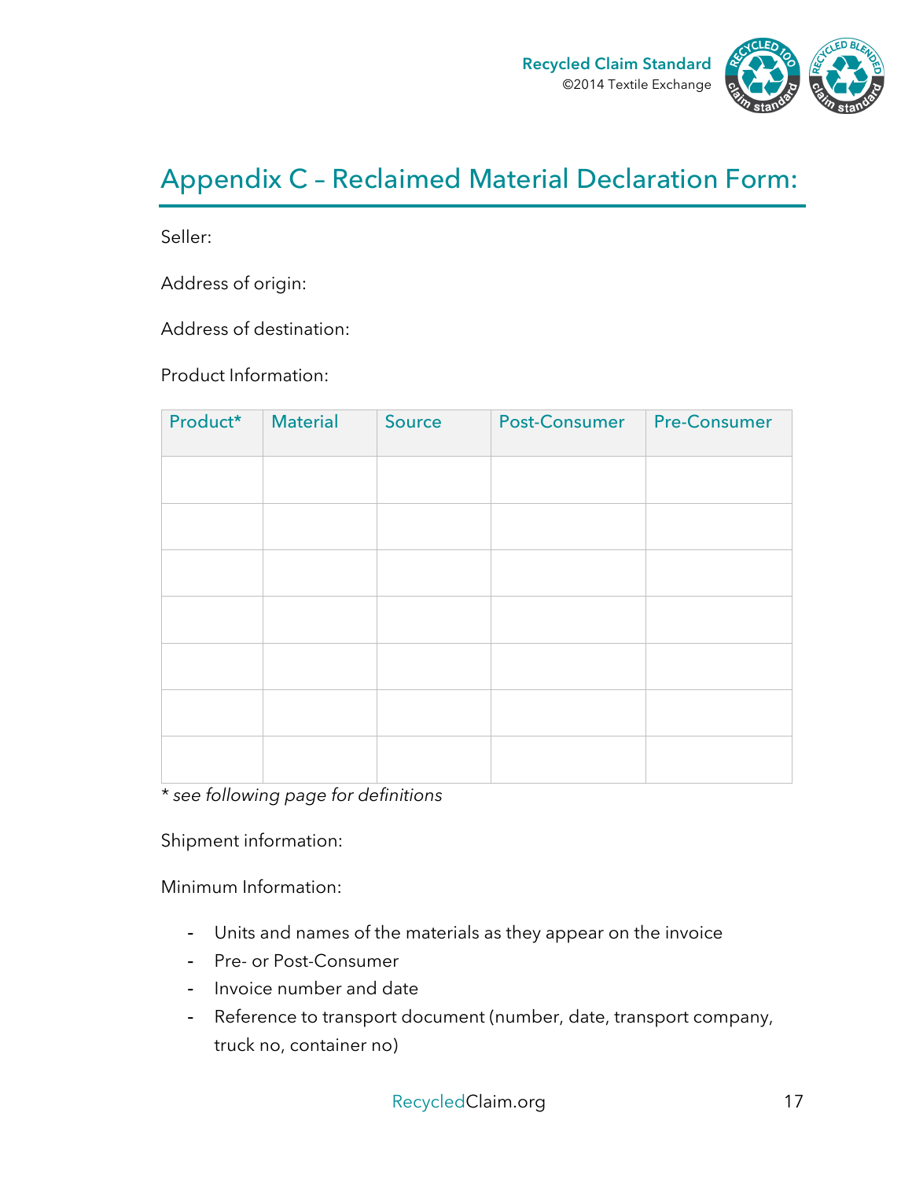# Appendix C – Reclaimed Material Declaration Form:

Seller:

Address of origin:

Address of destination:

Product Information:

| Product* | Material | Source | Post-Consumer | Pre-Consumer |
|---|---|---|---|---|
| | | | | |
| | | | | |
| | | | | |
| | | | | |
| | | | | |
| | | | | |
| | | | | |

*\* see following page for definitions*

Shipment information:

Minimum Information:

- Units and names of the materials as they appear on the invoice
- Pre- or Post-Consumer
- Invoice number and date
- Reference to transport document (number, date, transport company, truck no, container no)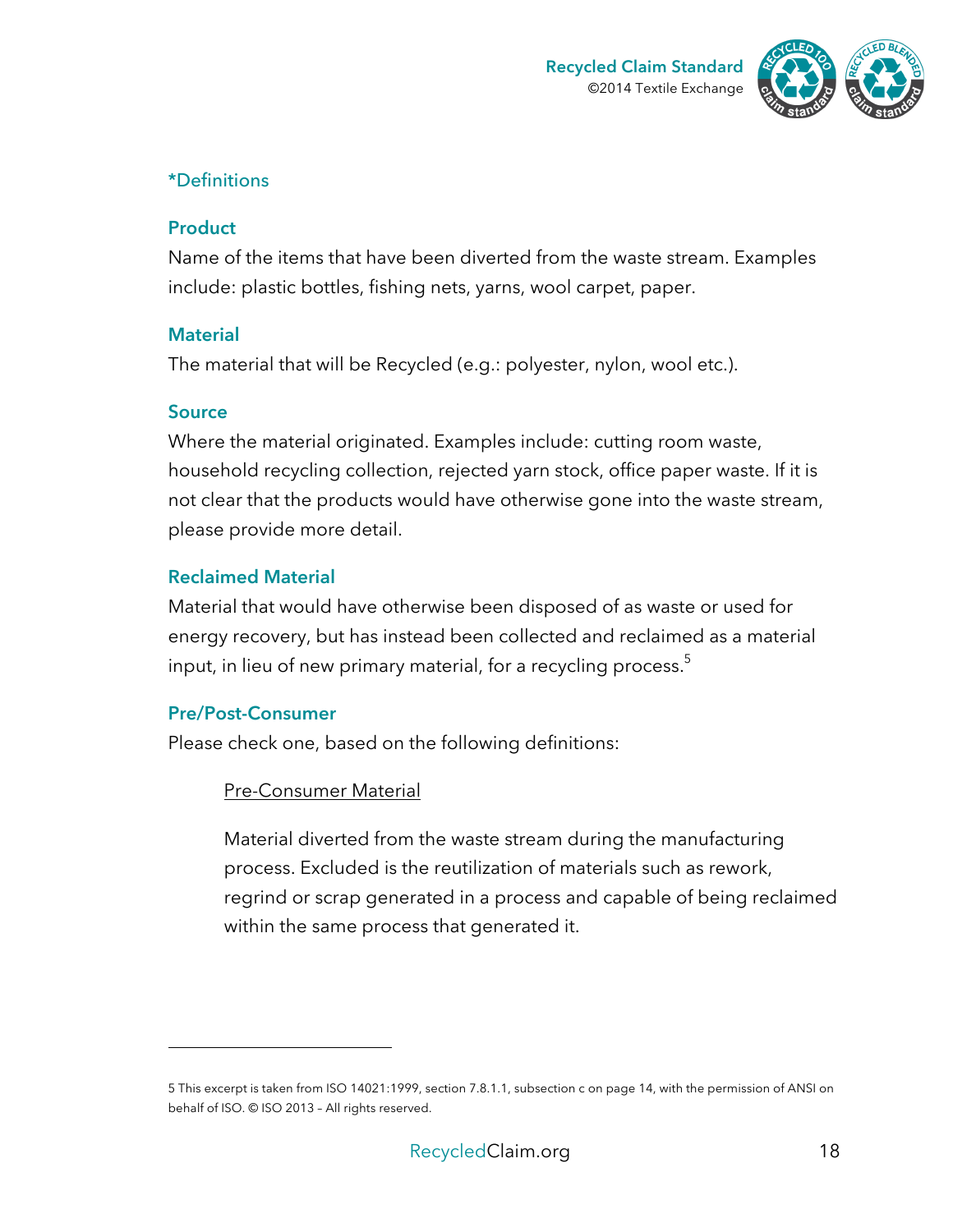*Definitions

### Product

Name of the items that have been diverted from the waste stream. Examples include: plastic bottles, fishing nets, yarns, wool carpet, paper.

### Material

The material that will be Recycled (e.g.: polyester, nylon, wool etc.).

### Source

Where the material originated. Examples include: cutting room waste, household recycling collection, rejected yarn stock, office paper waste. If it is not clear that the products would have otherwise gone into the waste stream, please provide more detail.

### Reclaimed Material

Material that would have otherwise been disposed of as waste or used for energy recovery, but has instead been collected and reclaimed as a material input, in lieu of new primary material, for a recycling process.[5]

### Pre/Post-Consumer

Please check one, based on the following definitions:

> Pre-Consumer Material
>
> Material diverted from the waste stream during the manufacturing process. Excluded is the reutilization of materials such as rework, regrind or scrap generated in a process and capable of being reclaimed within the same process that generated it.

---

5 This excerpt is taken from ISO 14021:1999, section 7.8.1.1, subsection c on page 14, with the permission of ANSI on behalf of ISO. © ISO 2013 – All rights reserved.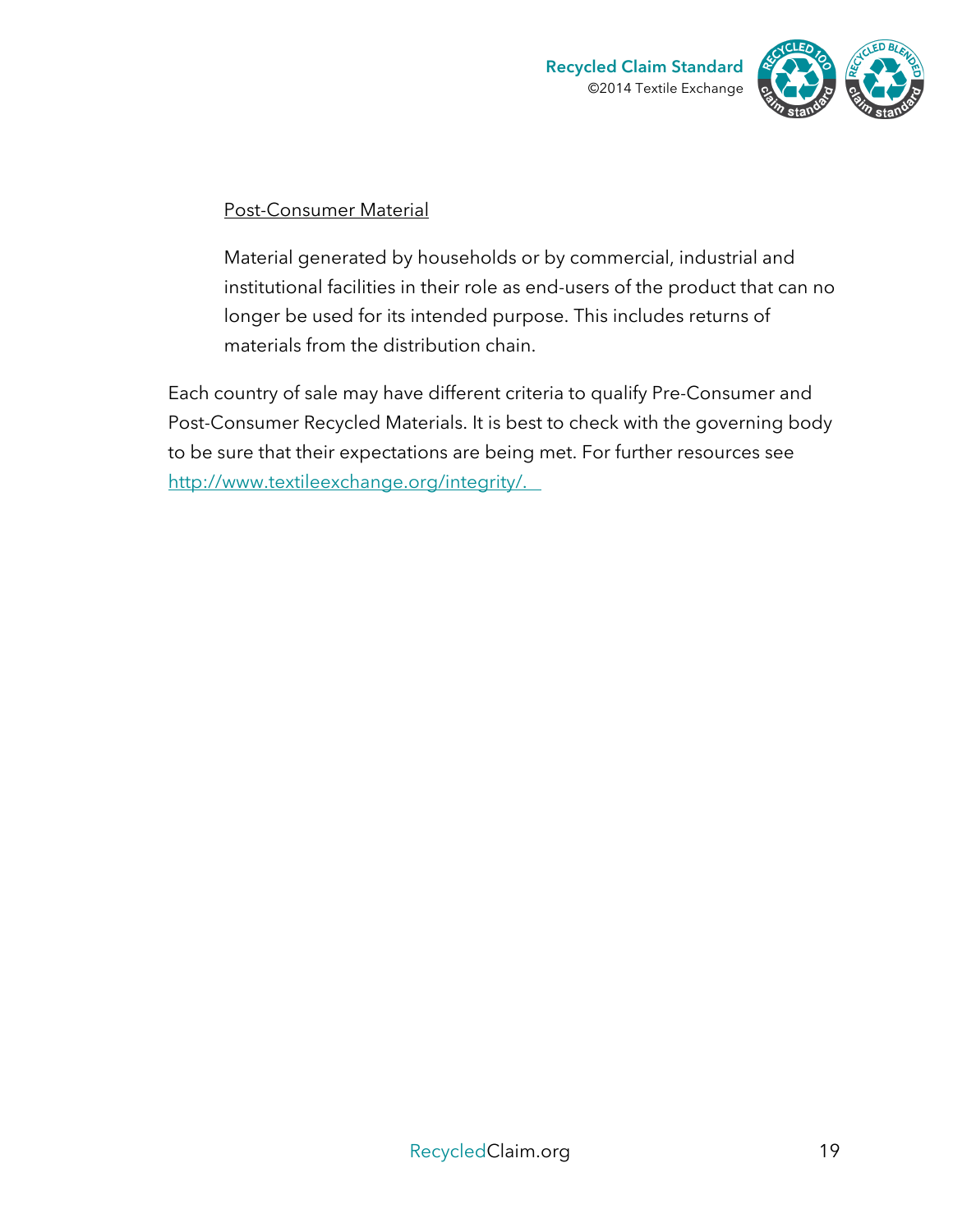Post-Consumer Material

Material generated by households or by commercial, industrial and institutional facilities in their role as end-users of the product that can no longer be used for its intended purpose. This includes returns of materials from the distribution chain.

Each country of sale may have different criteria to qualify Pre-Consumer and Post-Consumer Recycled Materials. It is best to check with the governing body to be sure that their expectations are being met. For further resources see http://www.textileexchange.org/integrity/.